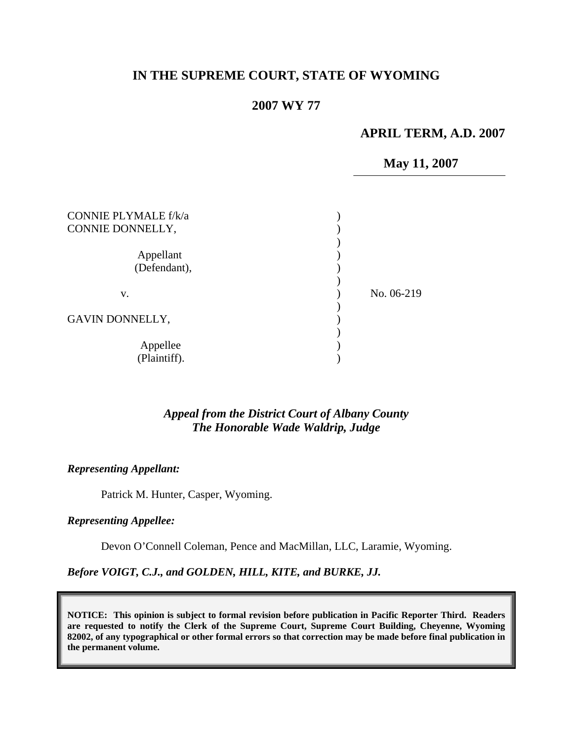# IN THE SUPREME COURT, STATE OF WYOMING

## 2007 WY 77

**APRIL TERM, A.D. 2007**

**May 11, 2007**

CONNIE PLYMALE f/k/a CONNIE DONNELLY,

Appellant (Defendant),

v.

GAVIN DONNELLY,

Appellee (Plaintiff).

No. 06-219

***Appeal from the District Court of Albany County***
***The Honorable Wade Waldrip, Judge***

***Representing Appellant:***

Patrick M. Hunter, Casper, Wyoming.

***Representing Appellee:***

Devon O'Connell Coleman, Pence and MacMillan, LLC, Laramie, Wyoming.

***Before VOIGT, C.J., and GOLDEN, HILL, KITE, and BURKE, JJ.***

**NOTICE: This opinion is subject to formal revision before publication in Pacific Reporter Third. Readers are requested to notify the Clerk of the Supreme Court, Supreme Court Building, Cheyenne, Wyoming 82002, of any typographical or other formal errors so that correction may be made before final publication in the permanent volume.**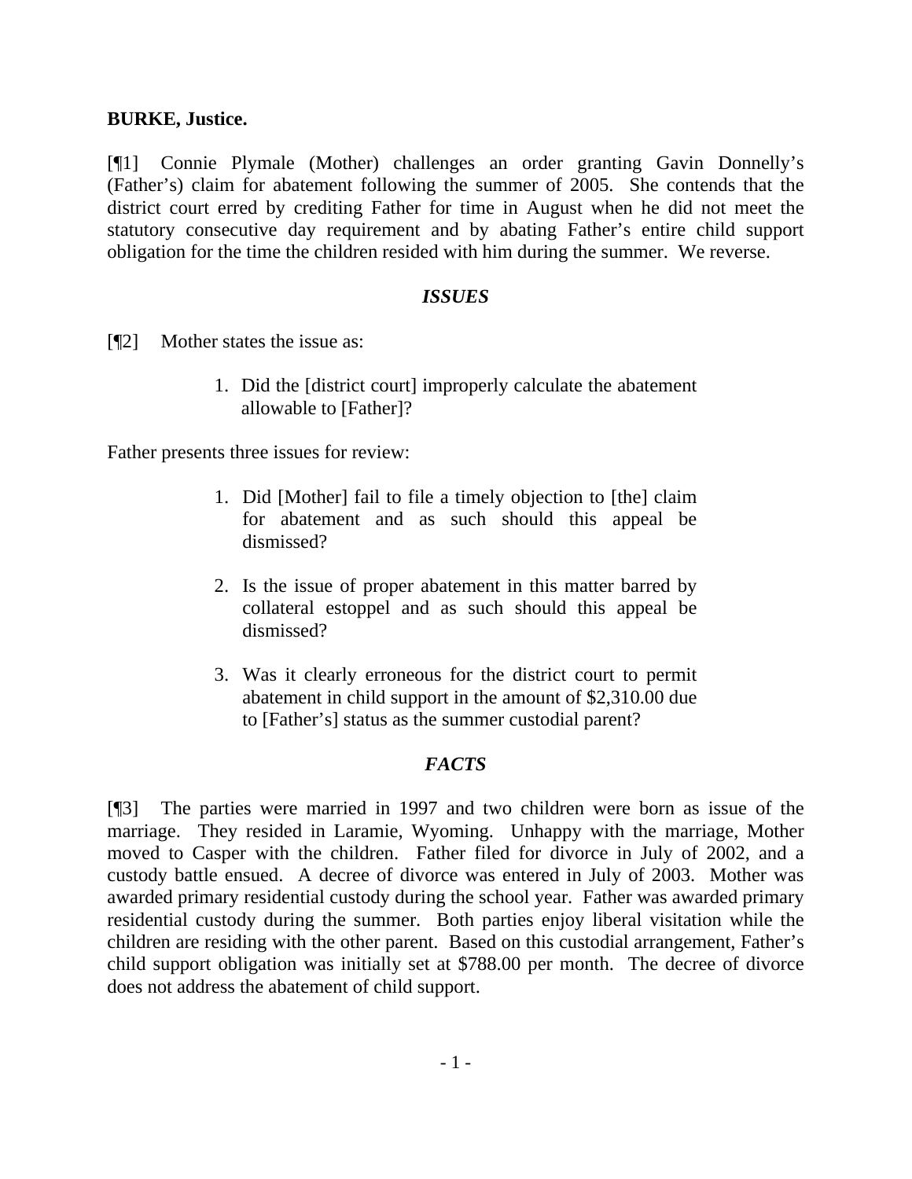**BURKE, Justice.**

[¶1] Connie Plymale (Mother) challenges an order granting Gavin Donnelly's (Father's) claim for abatement following the summer of 2005. She contends that the district court erred by crediting Father for time in August when he did not meet the statutory consecutive day requirement and by abating Father's entire child support obligation for the time the children resided with him during the summer. We reverse.

### *ISSUES*

[¶2] Mother states the issue as:

> 1. Did the [district court] improperly calculate the abatement allowable to [Father]?

Father presents three issues for review:

> 1. Did [Mother] fail to file a timely objection to [the] claim for abatement and as such should this appeal be dismissed?
>
> 2. Is the issue of proper abatement in this matter barred by collateral estoppel and as such should this appeal be dismissed?
>
> 3. Was it clearly erroneous for the district court to permit abatement in child support in the amount of $2,310.00 due to [Father's] status as the summer custodial parent?

### *FACTS*

[¶3] The parties were married in 1997 and two children were born as issue of the marriage. They resided in Laramie, Wyoming. Unhappy with the marriage, Mother moved to Casper with the children. Father filed for divorce in July of 2002, and a custody battle ensued. A decree of divorce was entered in July of 2003. Mother was awarded primary residential custody during the school year. Father was awarded primary residential custody during the summer. Both parties enjoy liberal visitation while the children are residing with the other parent. Based on this custodial arrangement, Father's child support obligation was initially set at $788.00 per month. The decree of divorce does not address the abatement of child support.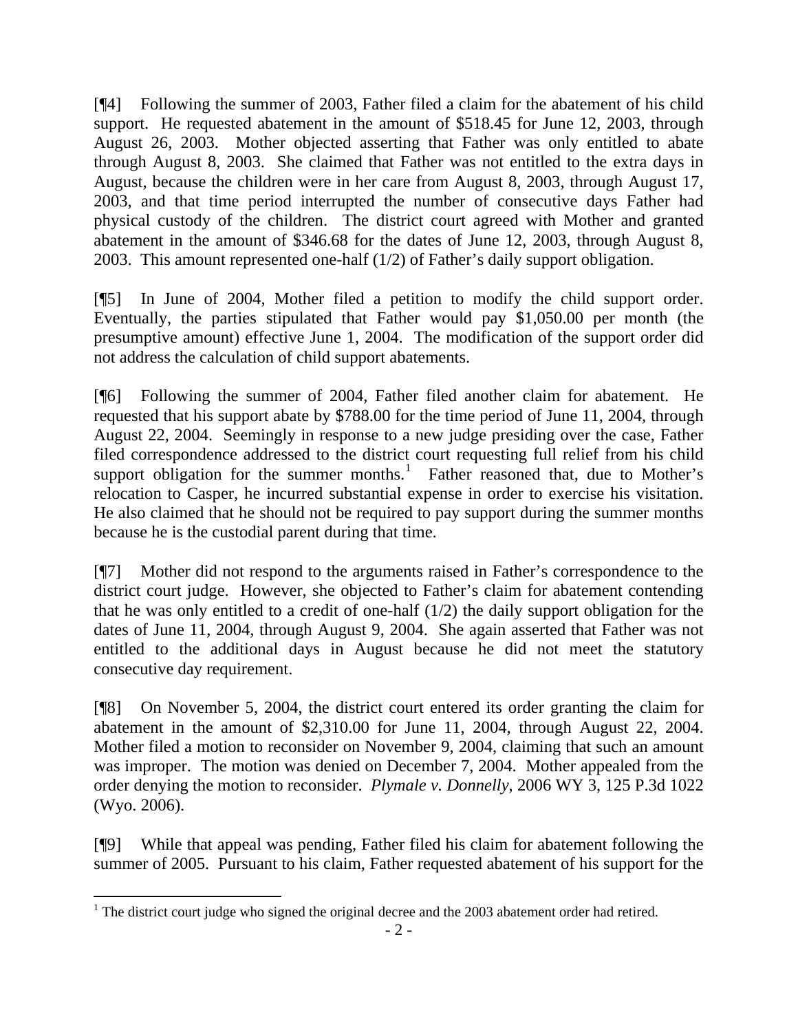[¶4] Following the summer of 2003, Father filed a claim for the abatement of his child support. He requested abatement in the amount of $518.45 for June 12, 2003, through August 26, 2003. Mother objected asserting that Father was only entitled to abate through August 8, 2003. She claimed that Father was not entitled to the extra days in August, because the children were in her care from August 8, 2003, through August 17, 2003, and that time period interrupted the number of consecutive days Father had physical custody of the children. The district court agreed with Mother and granted abatement in the amount of $346.68 for the dates of June 12, 2003, through August 8, 2003. This amount represented one-half (1/2) of Father's daily support obligation.

[¶5] In June of 2004, Mother filed a petition to modify the child support order. Eventually, the parties stipulated that Father would pay $1,050.00 per month (the presumptive amount) effective June 1, 2004. The modification of the support order did not address the calculation of child support abatements.

[¶6] Following the summer of 2004, Father filed another claim for abatement. He requested that his support abate by $788.00 for the time period of June 11, 2004, through August 22, 2004. Seemingly in response to a new judge presiding over the case, Father filed correspondence addressed to the district court requesting full relief from his child support obligation for the summer months.[1] Father reasoned that, due to Mother's relocation to Casper, he incurred substantial expense in order to exercise his visitation. He also claimed that he should not be required to pay support during the summer months because he is the custodial parent during that time.

[¶7] Mother did not respond to the arguments raised in Father's correspondence to the district court judge. However, she objected to Father's claim for abatement contending that he was only entitled to a credit of one-half (1/2) the daily support obligation for the dates of June 11, 2004, through August 9, 2004. She again asserted that Father was not entitled to the additional days in August because he did not meet the statutory consecutive day requirement.

[¶8] On November 5, 2004, the district court entered its order granting the claim for abatement in the amount of $2,310.00 for June 11, 2004, through August 22, 2004. Mother filed a motion to reconsider on November 9, 2004, claiming that such an amount was improper. The motion was denied on December 7, 2004. Mother appealed from the order denying the motion to reconsider. *Plymale v. Donnelly*, 2006 WY 3, 125 P.3d 1022 (Wyo. 2006).

[¶9] While that appeal was pending, Father filed his claim for abatement following the summer of 2005. Pursuant to his claim, Father requested abatement of his support for the

---

[1] The district court judge who signed the original decree and the 2003 abatement order had retired.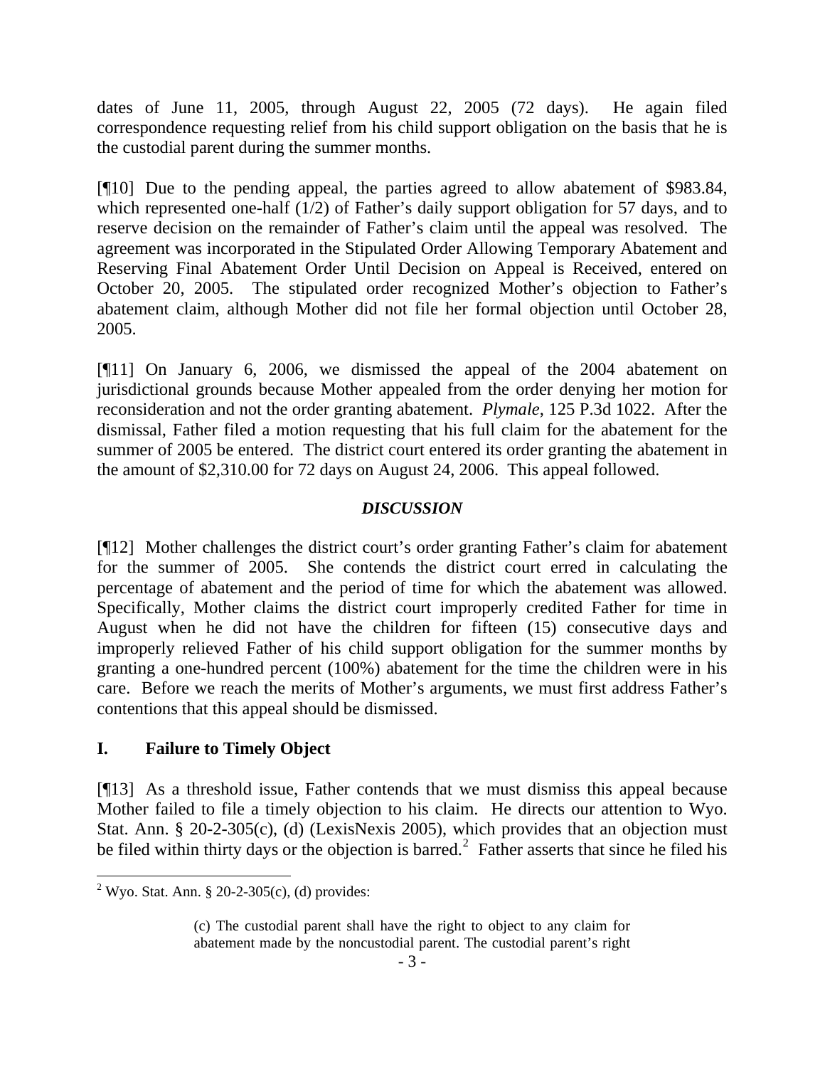dates of June 11, 2005, through August 22, 2005 (72 days). He again filed correspondence requesting relief from his child support obligation on the basis that he is the custodial parent during the summer months.

[¶10] Due to the pending appeal, the parties agreed to allow abatement of $983.84, which represented one-half (1/2) of Father's daily support obligation for 57 days, and to reserve decision on the remainder of Father's claim until the appeal was resolved. The agreement was incorporated in the Stipulated Order Allowing Temporary Abatement and Reserving Final Abatement Order Until Decision on Appeal is Received, entered on October 20, 2005. The stipulated order recognized Mother's objection to Father's abatement claim, although Mother did not file her formal objection until October 28, 2005.

[¶11] On January 6, 2006, we dismissed the appeal of the 2004 abatement on jurisdictional grounds because Mother appealed from the order denying her motion for reconsideration and not the order granting abatement. *Plymale*, 125 P.3d 1022. After the dismissal, Father filed a motion requesting that his full claim for the abatement for the summer of 2005 be entered. The district court entered its order granting the abatement in the amount of $2,310.00 for 72 days on August 24, 2006. This appeal followed.

## *DISCUSSION*

[¶12] Mother challenges the district court's order granting Father's claim for abatement for the summer of 2005. She contends the district court erred in calculating the percentage of abatement and the period of time for which the abatement was allowed. Specifically, Mother claims the district court improperly credited Father for time in August when he did not have the children for fifteen (15) consecutive days and improperly relieved Father of his child support obligation for the summer months by granting a one-hundred percent (100%) abatement for the time the children were in his care. Before we reach the merits of Mother's arguments, we must first address Father's contentions that this appeal should be dismissed.

## I. Failure to Timely Object

[¶13] As a threshold issue, Father contends that we must dismiss this appeal because Mother failed to file a timely objection to his claim. He directs our attention to Wyo. Stat. Ann. § 20-2-305(c), (d) (LexisNexis 2005), which provides that an objection must be filed within thirty days or the objection is barred.[2] Father asserts that since he filed his

---

[2] Wyo. Stat. Ann. § 20-2-305(c), (d) provides:

> (c) The custodial parent shall have the right to object to any claim for abatement made by the noncustodial parent. The custodial parent's right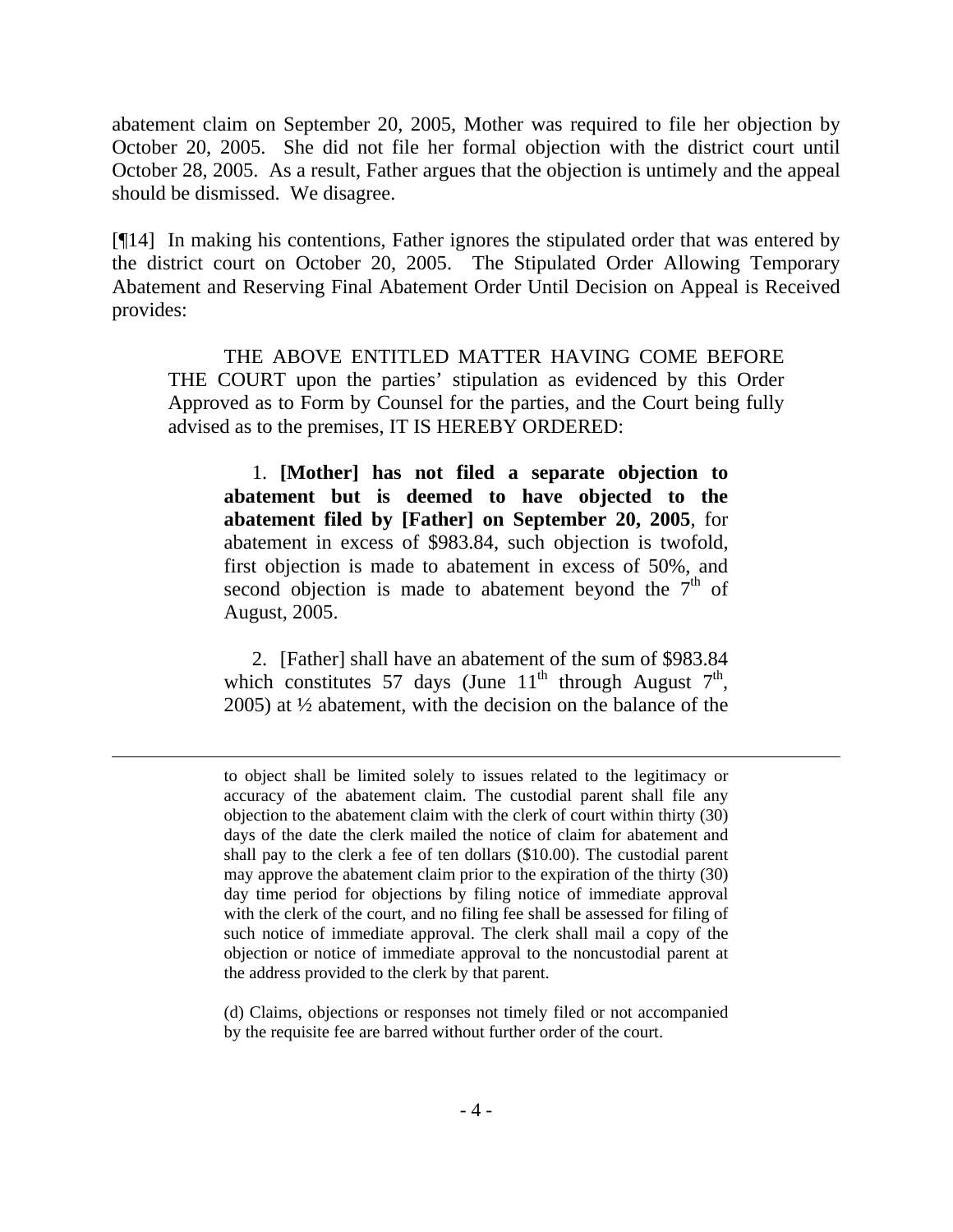abatement claim on September 20, 2005, Mother was required to file her objection by October 20, 2005. She did not file her formal objection with the district court until October 28, 2005. As a result, Father argues that the objection is untimely and the appeal should be dismissed. We disagree.

[¶14] In making his contentions, Father ignores the stipulated order that was entered by the district court on October 20, 2005. The Stipulated Order Allowing Temporary Abatement and Reserving Final Abatement Order Until Decision on Appeal is Received provides:

> THE ABOVE ENTITLED MATTER HAVING COME BEFORE THE COURT upon the parties' stipulation as evidenced by this Order Approved as to Form by Counsel for the parties, and the Court being fully advised as to the premises, IT IS HEREBY ORDERED:
>
> > 1. **[Mother] has not filed a separate objection to abatement but is deemed to have objected to the abatement filed by [Father] on September 20, 2005**, for abatement in excess of $983.84, such objection is twofold, first objection is made to abatement in excess of 50%, and second objection is made to abatement beyond the 7th of August, 2005.
> >
> > 2. [Father] shall have an abatement of the sum of $983.84 which constitutes 57 days (June 11th through August 7th, 2005) at ½ abatement, with the decision on the balance of the

---

> to object shall be limited solely to issues related to the legitimacy or accuracy of the abatement claim. The custodial parent shall file any objection to the abatement claim with the clerk of court within thirty (30) days of the date the clerk mailed the notice of claim for abatement and shall pay to the clerk a fee of ten dollars ($10.00). The custodial parent may approve the abatement claim prior to the expiration of the thirty (30) day time period for objections by filing notice of immediate approval with the clerk of the court, and no filing fee shall be assessed for filing of such notice of immediate approval. The clerk shall mail a copy of the objection or notice of immediate approval to the noncustodial parent at the address provided to the clerk by that parent.
>
> (d) Claims, objections or responses not timely filed or not accompanied by the requisite fee are barred without further order of the court.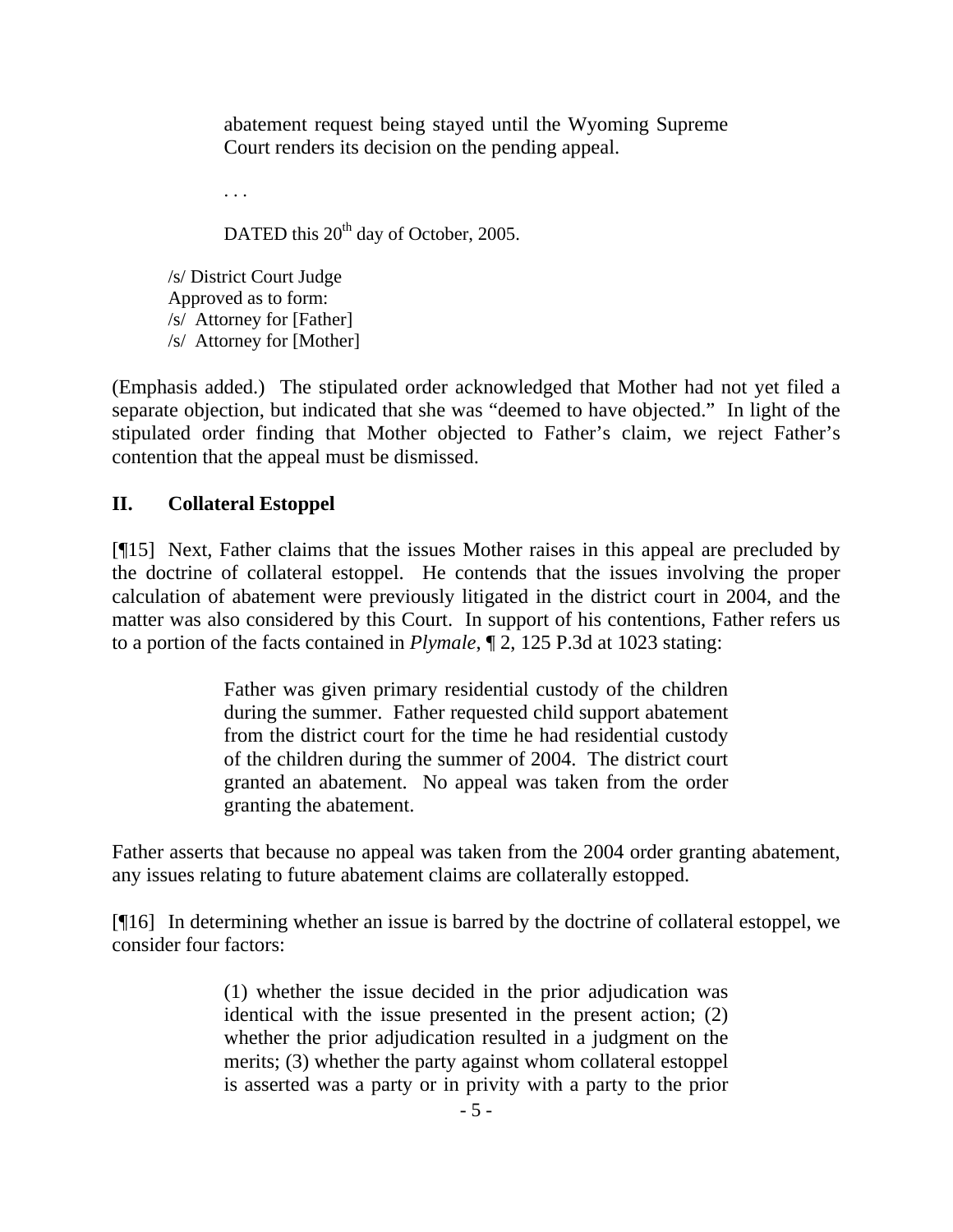> abatement request being stayed until the Wyoming Supreme Court renders its decision on the pending appeal.
>
> . . .
>
> DATED this 20th day of October, 2005.

/s/ District Court Judge
Approved as to form:
/s/ Attorney for [Father]
/s/ Attorney for [Mother]

(Emphasis added.) The stipulated order acknowledged that Mother had not yet filed a separate objection, but indicated that she was "deemed to have objected." In light of the stipulated order finding that Mother objected to Father's claim, we reject Father's contention that the appeal must be dismissed.

## II. Collateral Estoppel

[¶15] Next, Father claims that the issues Mother raises in this appeal are precluded by the doctrine of collateral estoppel. He contends that the issues involving the proper calculation of abatement were previously litigated in the district court in 2004, and the matter was also considered by this Court. In support of his contentions, Father refers us to a portion of the facts contained in *Plymale*, ¶ 2, 125 P.3d at 1023 stating:

> Father was given primary residential custody of the children during the summer. Father requested child support abatement from the district court for the time he had residential custody of the children during the summer of 2004. The district court granted an abatement. No appeal was taken from the order granting the abatement.

Father asserts that because no appeal was taken from the 2004 order granting abatement, any issues relating to future abatement claims are collaterally estopped.

[¶16] In determining whether an issue is barred by the doctrine of collateral estoppel, we consider four factors:

> (1) whether the issue decided in the prior adjudication was identical with the issue presented in the present action; (2) whether the prior adjudication resulted in a judgment on the merits; (3) whether the party against whom collateral estoppel is asserted was a party or in privity with a party to the prior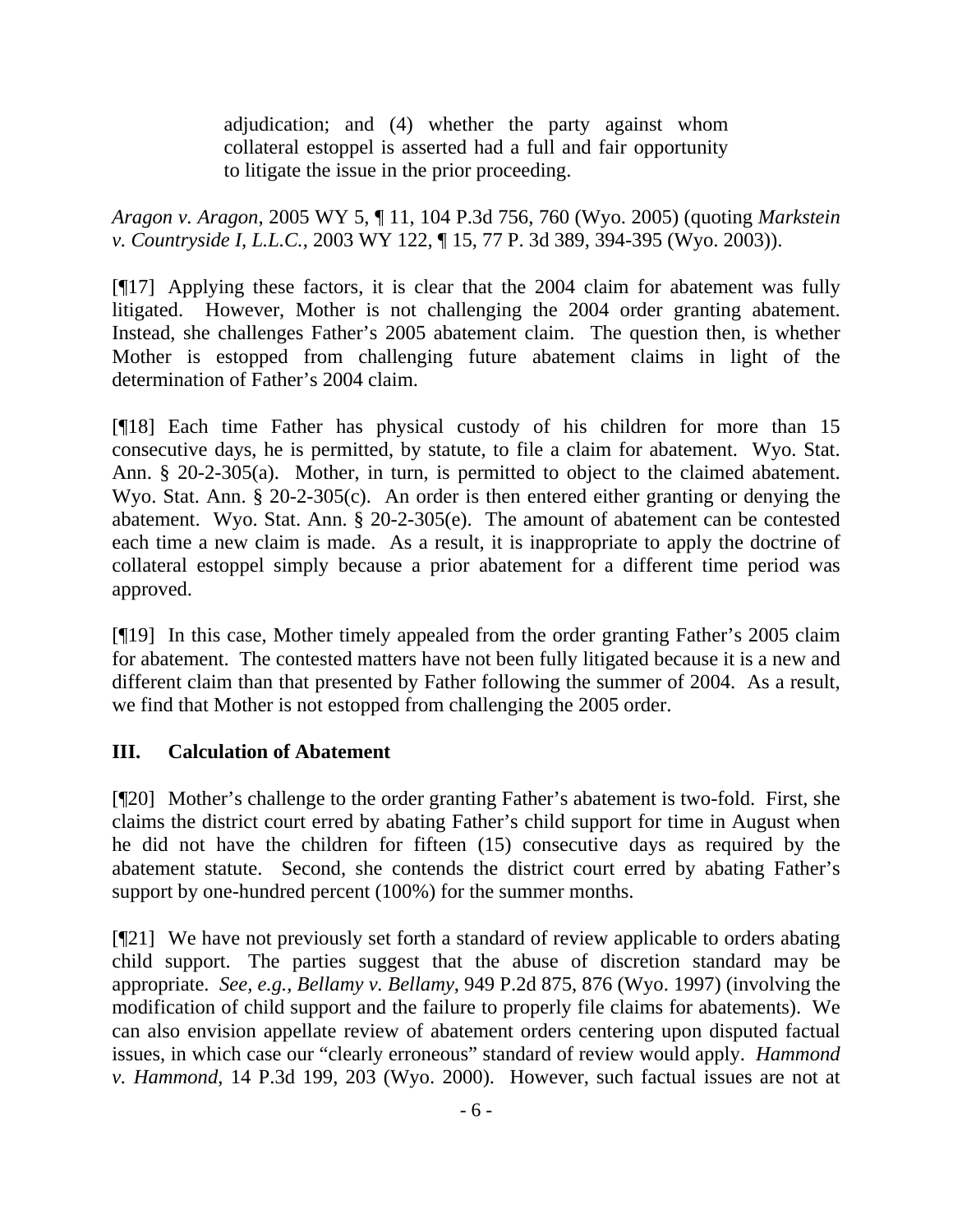> adjudication; and (4) whether the party against whom collateral estoppel is asserted had a full and fair opportunity to litigate the issue in the prior proceeding.

*Aragon v. Aragon*, 2005 WY 5, ¶ 11, 104 P.3d 756, 760 (Wyo. 2005) (quoting *Markstein v. Countryside I, L.L.C.*, 2003 WY 122, ¶ 15, 77 P. 3d 389, 394-395 (Wyo. 2003)).

[¶17] Applying these factors, it is clear that the 2004 claim for abatement was fully litigated. However, Mother is not challenging the 2004 order granting abatement. Instead, she challenges Father's 2005 abatement claim. The question then, is whether Mother is estopped from challenging future abatement claims in light of the determination of Father's 2004 claim.

[¶18] Each time Father has physical custody of his children for more than 15 consecutive days, he is permitted, by statute, to file a claim for abatement. Wyo. Stat. Ann. § 20-2-305(a). Mother, in turn, is permitted to object to the claimed abatement. Wyo. Stat. Ann. § 20-2-305(c). An order is then entered either granting or denying the abatement. Wyo. Stat. Ann. § 20-2-305(e). The amount of abatement can be contested each time a new claim is made. As a result, it is inappropriate to apply the doctrine of collateral estoppel simply because a prior abatement for a different time period was approved.

[¶19] In this case, Mother timely appealed from the order granting Father's 2005 claim for abatement. The contested matters have not been fully litigated because it is a new and different claim than that presented by Father following the summer of 2004. As a result, we find that Mother is not estopped from challenging the 2005 order.

## III. Calculation of Abatement

[¶20] Mother's challenge to the order granting Father's abatement is two-fold. First, she claims the district court erred by abating Father's child support for time in August when he did not have the children for fifteen (15) consecutive days as required by the abatement statute. Second, she contends the district court erred by abating Father's support by one-hundred percent (100%) for the summer months.

[¶21] We have not previously set forth a standard of review applicable to orders abating child support. The parties suggest that the abuse of discretion standard may be appropriate. *See, e.g., Bellamy v. Bellamy*, 949 P.2d 875, 876 (Wyo. 1997) (involving the modification of child support and the failure to properly file claims for abatements). We can also envision appellate review of abatement orders centering upon disputed factual issues, in which case our "clearly erroneous" standard of review would apply. *Hammond v. Hammond*, 14 P.3d 199, 203 (Wyo. 2000). However, such factual issues are not at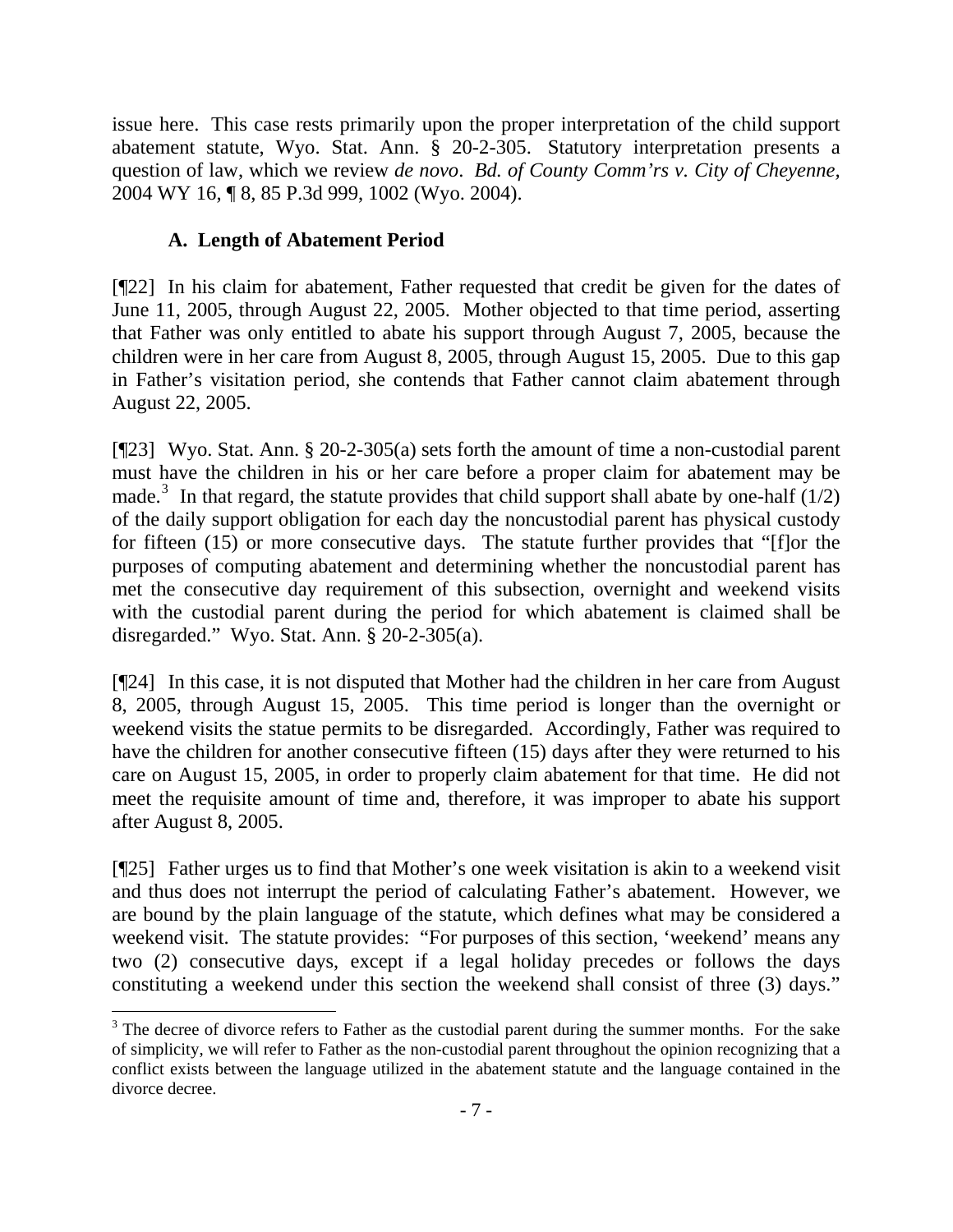issue here. This case rests primarily upon the proper interpretation of the child support abatement statute, Wyo. Stat. Ann. § 20-2-305. Statutory interpretation presents a question of law, which we review *de novo*. *Bd. of County Comm'rs v. City of Cheyenne,* 2004 WY 16, ¶ 8, 85 P.3d 999, 1002 (Wyo. 2004).

### A. Length of Abatement Period

[¶22] In his claim for abatement, Father requested that credit be given for the dates of June 11, 2005, through August 22, 2005. Mother objected to that time period, asserting that Father was only entitled to abate his support through August 7, 2005, because the children were in her care from August 8, 2005, through August 15, 2005. Due to this gap in Father's visitation period, she contends that Father cannot claim abatement through August 22, 2005.

[¶23] Wyo. Stat. Ann. § 20-2-305(a) sets forth the amount of time a non-custodial parent must have the children in his or her care before a proper claim for abatement may be made.[3] In that regard, the statute provides that child support shall abate by one-half (1/2) of the daily support obligation for each day the noncustodial parent has physical custody for fifteen (15) or more consecutive days. The statute further provides that "[f]or the purposes of computing abatement and determining whether the noncustodial parent has met the consecutive day requirement of this subsection, overnight and weekend visits with the custodial parent during the period for which abatement is claimed shall be disregarded." Wyo. Stat. Ann. § 20-2-305(a).

[¶24] In this case, it is not disputed that Mother had the children in her care from August 8, 2005, through August 15, 2005. This time period is longer than the overnight or weekend visits the statue permits to be disregarded. Accordingly, Father was required to have the children for another consecutive fifteen (15) days after they were returned to his care on August 15, 2005, in order to properly claim abatement for that time. He did not meet the requisite amount of time and, therefore, it was improper to abate his support after August 8, 2005.

[¶25] Father urges us to find that Mother's one week visitation is akin to a weekend visit and thus does not interrupt the period of calculating Father's abatement. However, we are bound by the plain language of the statute, which defines what may be considered a weekend visit. The statute provides: "For purposes of this section, 'weekend' means any two (2) consecutive days, except if a legal holiday precedes or follows the days constituting a weekend under this section the weekend shall consist of three (3) days."

---

[3] The decree of divorce refers to Father as the custodial parent during the summer months. For the sake of simplicity, we will refer to Father as the non-custodial parent throughout the opinion recognizing that a conflict exists between the language utilized in the abatement statute and the language contained in the divorce decree.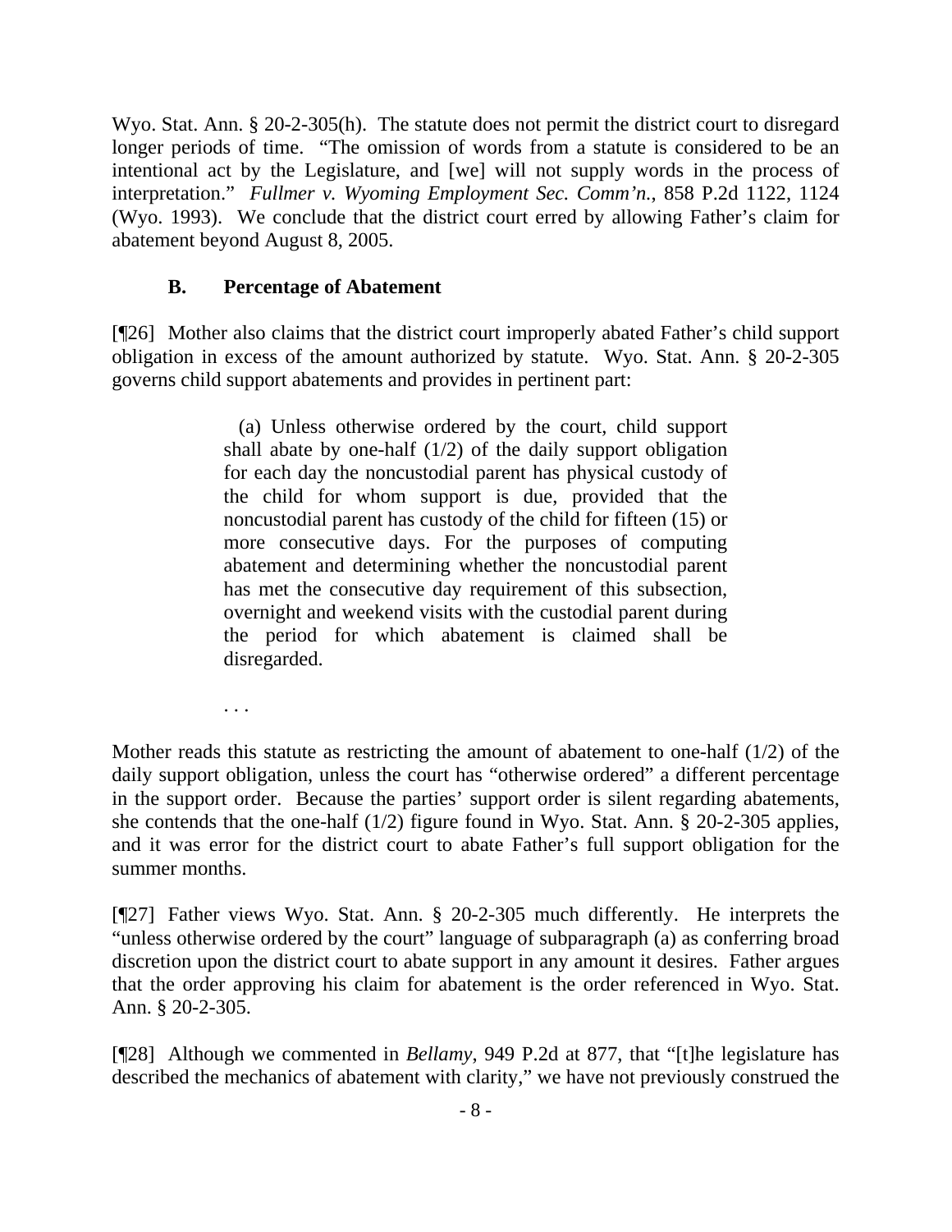Wyo. Stat. Ann. § 20-2-305(h). The statute does not permit the district court to disregard longer periods of time. "The omission of words from a statute is considered to be an intentional act by the Legislature, and [we] will not supply words in the process of interpretation." *Fullmer v. Wyoming Employment Sec. Comm'n.*, 858 P.2d 1122, 1124 (Wyo. 1993). We conclude that the district court erred by allowing Father's claim for abatement beyond August 8, 2005.

### B. Percentage of Abatement

[¶26] Mother also claims that the district court improperly abated Father's child support obligation in excess of the amount authorized by statute. Wyo. Stat. Ann. § 20-2-305 governs child support abatements and provides in pertinent part:

> (a) Unless otherwise ordered by the court, child support shall abate by one-half (1/2) of the daily support obligation for each day the noncustodial parent has physical custody of the child for whom support is due, provided that the noncustodial parent has custody of the child for fifteen (15) or more consecutive days. For the purposes of computing abatement and determining whether the noncustodial parent has met the consecutive day requirement of this subsection, overnight and weekend visits with the custodial parent during the period for which abatement is claimed shall be disregarded.
>
> . . .

Mother reads this statute as restricting the amount of abatement to one-half (1/2) of the daily support obligation, unless the court has "otherwise ordered" a different percentage in the support order. Because the parties' support order is silent regarding abatements, she contends that the one-half (1/2) figure found in Wyo. Stat. Ann. § 20-2-305 applies, and it was error for the district court to abate Father's full support obligation for the summer months.

[¶27] Father views Wyo. Stat. Ann. § 20-2-305 much differently. He interprets the "unless otherwise ordered by the court" language of subparagraph (a) as conferring broad discretion upon the district court to abate support in any amount it desires. Father argues that the order approving his claim for abatement is the order referenced in Wyo. Stat. Ann. § 20-2-305.

[¶28] Although we commented in *Bellamy*, 949 P.2d at 877, that "[t]he legislature has described the mechanics of abatement with clarity," we have not previously construed the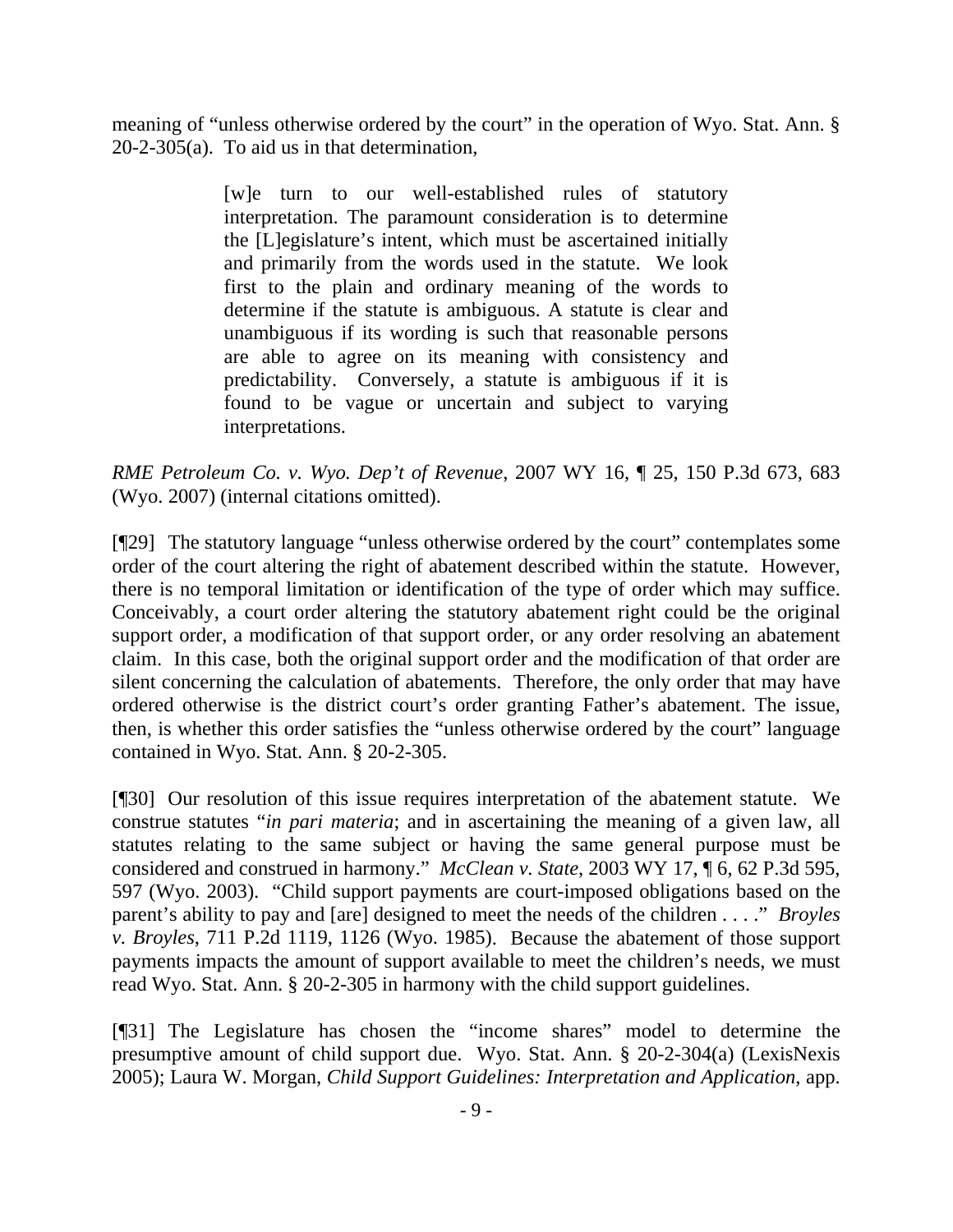meaning of "unless otherwise ordered by the court" in the operation of Wyo. Stat. Ann. § 20-2-305(a). To aid us in that determination,

> [w]e turn to our well-established rules of statutory interpretation. The paramount consideration is to determine the [L]egislature's intent, which must be ascertained initially and primarily from the words used in the statute. We look first to the plain and ordinary meaning of the words to determine if the statute is ambiguous. A statute is clear and unambiguous if its wording is such that reasonable persons are able to agree on its meaning with consistency and predictability. Conversely, a statute is ambiguous if it is found to be vague or uncertain and subject to varying interpretations.

*RME Petroleum Co. v. Wyo. Dep't of Revenue*, 2007 WY 16, ¶ 25, 150 P.3d 673, 683 (Wyo. 2007) (internal citations omitted).

[¶29] The statutory language "unless otherwise ordered by the court" contemplates some order of the court altering the right of abatement described within the statute. However, there is no temporal limitation or identification of the type of order which may suffice. Conceivably, a court order altering the statutory abatement right could be the original support order, a modification of that support order, or any order resolving an abatement claim. In this case, both the original support order and the modification of that order are silent concerning the calculation of abatements. Therefore, the only order that may have ordered otherwise is the district court's order granting Father's abatement. The issue, then, is whether this order satisfies the "unless otherwise ordered by the court" language contained in Wyo. Stat. Ann. § 20-2-305.

[¶30] Our resolution of this issue requires interpretation of the abatement statute. We construe statutes "*in pari materia*; and in ascertaining the meaning of a given law, all statutes relating to the same subject or having the same general purpose must be considered and construed in harmony." *McClean v. State*, 2003 WY 17, ¶ 6, 62 P.3d 595, 597 (Wyo. 2003). "Child support payments are court-imposed obligations based on the parent's ability to pay and [are] designed to meet the needs of the children . . . ." *Broyles v. Broyles*, 711 P.2d 1119, 1126 (Wyo. 1985). Because the abatement of those support payments impacts the amount of support available to meet the children's needs, we must read Wyo. Stat. Ann. § 20-2-305 in harmony with the child support guidelines.

[¶31] The Legislature has chosen the "income shares" model to determine the presumptive amount of child support due. Wyo. Stat. Ann. § 20-2-304(a) (LexisNexis 2005); Laura W. Morgan, *Child Support Guidelines: Interpretation and Application*, app.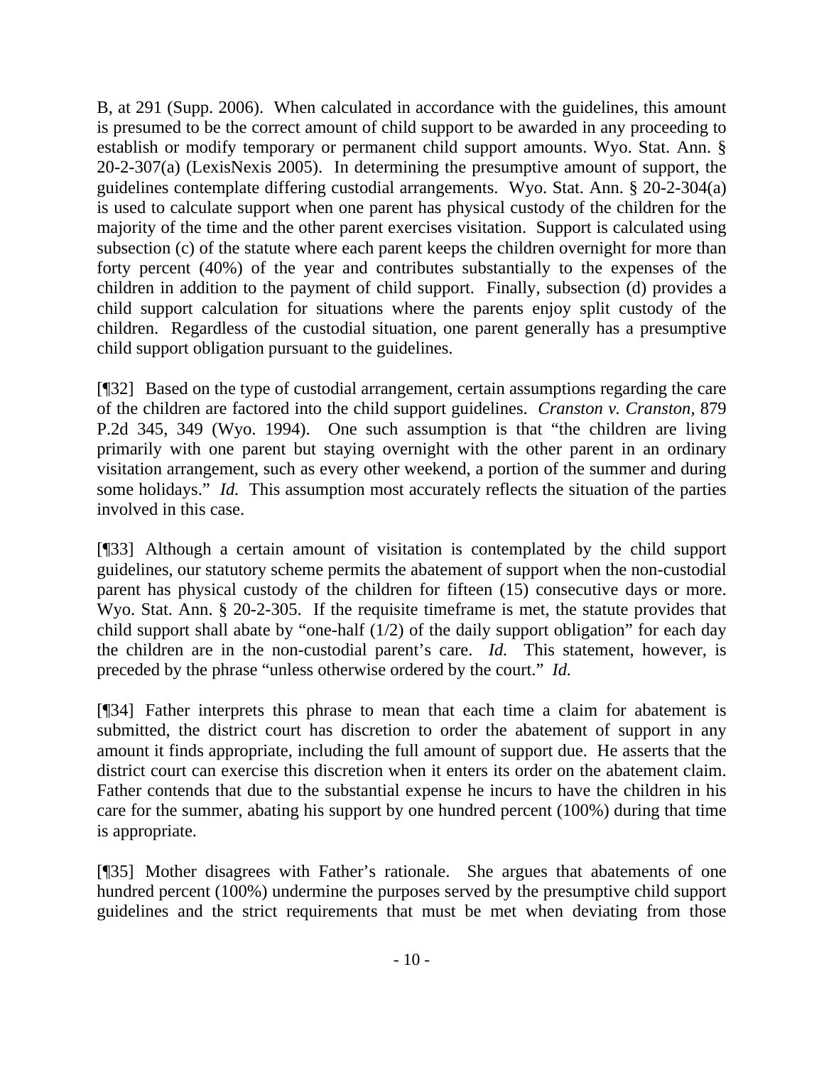B, at 291 (Supp. 2006). When calculated in accordance with the guidelines, this amount is presumed to be the correct amount of child support to be awarded in any proceeding to establish or modify temporary or permanent child support amounts. Wyo. Stat. Ann. § 20-2-307(a) (LexisNexis 2005). In determining the presumptive amount of support, the guidelines contemplate differing custodial arrangements. Wyo. Stat. Ann. § 20-2-304(a) is used to calculate support when one parent has physical custody of the children for the majority of the time and the other parent exercises visitation. Support is calculated using subsection (c) of the statute where each parent keeps the children overnight for more than forty percent (40%) of the year and contributes substantially to the expenses of the children in addition to the payment of child support. Finally, subsection (d) provides a child support calculation for situations where the parents enjoy split custody of the children. Regardless of the custodial situation, one parent generally has a presumptive child support obligation pursuant to the guidelines.

[¶32] Based on the type of custodial arrangement, certain assumptions regarding the care of the children are factored into the child support guidelines. *Cranston v. Cranston*, 879 P.2d 345, 349 (Wyo. 1994). One such assumption is that "the children are living primarily with one parent but staying overnight with the other parent in an ordinary visitation arrangement, such as every other weekend, a portion of the summer and during some holidays." *Id.* This assumption most accurately reflects the situation of the parties involved in this case.

[¶33] Although a certain amount of visitation is contemplated by the child support guidelines, our statutory scheme permits the abatement of support when the non-custodial parent has physical custody of the children for fifteen (15) consecutive days or more. Wyo. Stat. Ann. § 20-2-305. If the requisite timeframe is met, the statute provides that child support shall abate by "one-half (1/2) of the daily support obligation" for each day the children are in the non-custodial parent's care. *Id.* This statement, however, is preceded by the phrase "unless otherwise ordered by the court." *Id.*

[¶34] Father interprets this phrase to mean that each time a claim for abatement is submitted, the district court has discretion to order the abatement of support in any amount it finds appropriate, including the full amount of support due. He asserts that the district court can exercise this discretion when it enters its order on the abatement claim. Father contends that due to the substantial expense he incurs to have the children in his care for the summer, abating his support by one hundred percent (100%) during that time is appropriate.

[¶35] Mother disagrees with Father's rationale. She argues that abatements of one hundred percent (100%) undermine the purposes served by the presumptive child support guidelines and the strict requirements that must be met when deviating from those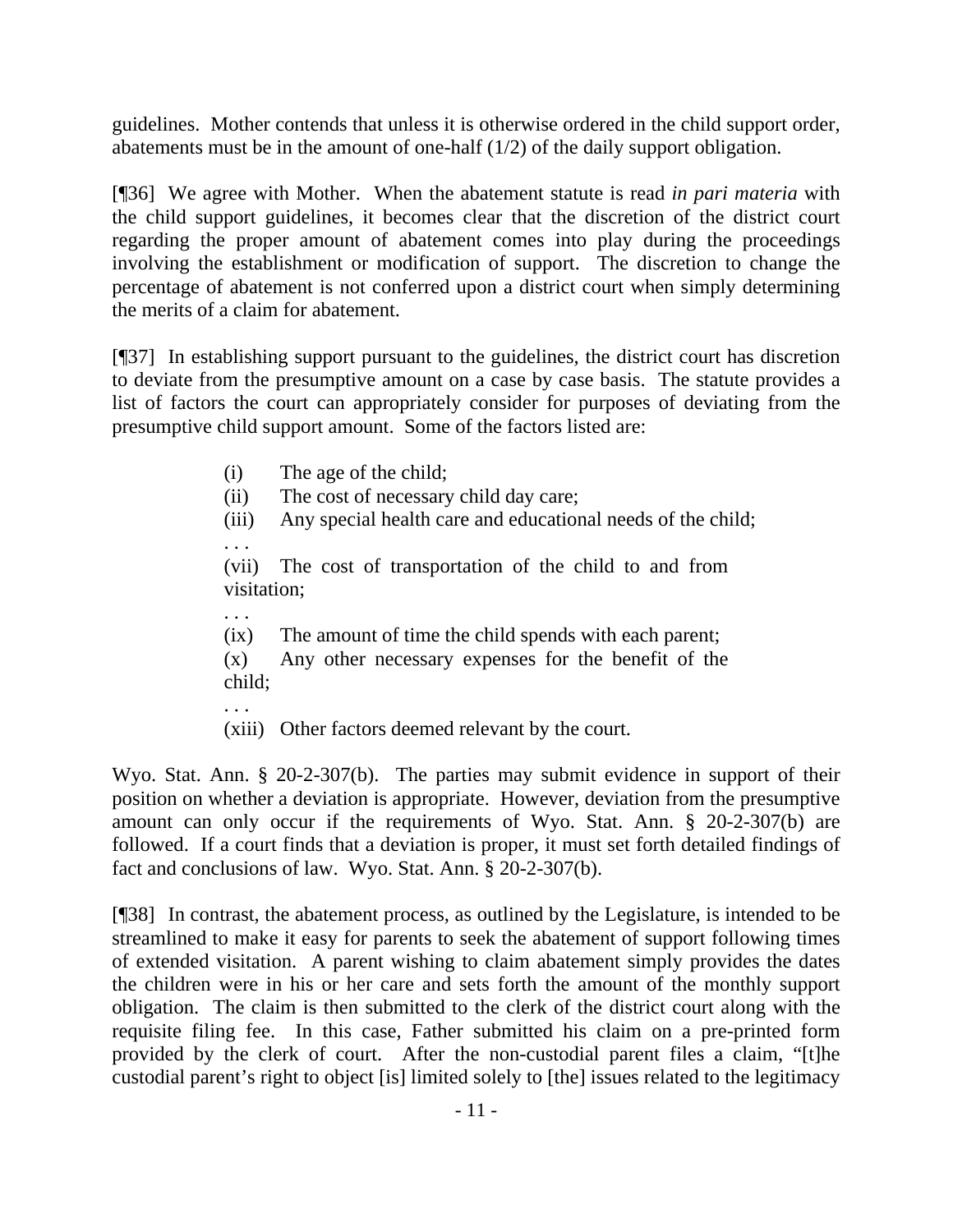guidelines. Mother contends that unless it is otherwise ordered in the child support order, abatements must be in the amount of one-half (1/2) of the daily support obligation.

[¶36] We agree with Mother. When the abatement statute is read *in pari materia* with the child support guidelines, it becomes clear that the discretion of the district court regarding the proper amount of abatement comes into play during the proceedings involving the establishment or modification of support. The discretion to change the percentage of abatement is not conferred upon a district court when simply determining the merits of a claim for abatement.

[¶37] In establishing support pursuant to the guidelines, the district court has discretion to deviate from the presumptive amount on a case by case basis. The statute provides a list of factors the court can appropriately consider for purposes of deviating from the presumptive child support amount. Some of the factors listed are:

> (i) The age of the child;
> (ii) The cost of necessary child day care;
> (iii) Any special health care and educational needs of the child;
> . . .
> (vii) The cost of transportation of the child to and from visitation;
> . . .
> (ix) The amount of time the child spends with each parent;
> (x) Any other necessary expenses for the benefit of the child;
> . . .
> (xiii) Other factors deemed relevant by the court.

Wyo. Stat. Ann. § 20-2-307(b). The parties may submit evidence in support of their position on whether a deviation is appropriate. However, deviation from the presumptive amount can only occur if the requirements of Wyo. Stat. Ann. § 20-2-307(b) are followed. If a court finds that a deviation is proper, it must set forth detailed findings of fact and conclusions of law. Wyo. Stat. Ann. § 20-2-307(b).

[¶38] In contrast, the abatement process, as outlined by the Legislature, is intended to be streamlined to make it easy for parents to seek the abatement of support following times of extended visitation. A parent wishing to claim abatement simply provides the dates the children were in his or her care and sets forth the amount of the monthly support obligation. The claim is then submitted to the clerk of the district court along with the requisite filing fee. In this case, Father submitted his claim on a pre-printed form provided by the clerk of court. After the non-custodial parent files a claim, "[t]he custodial parent's right to object [is] limited solely to [the] issues related to the legitimacy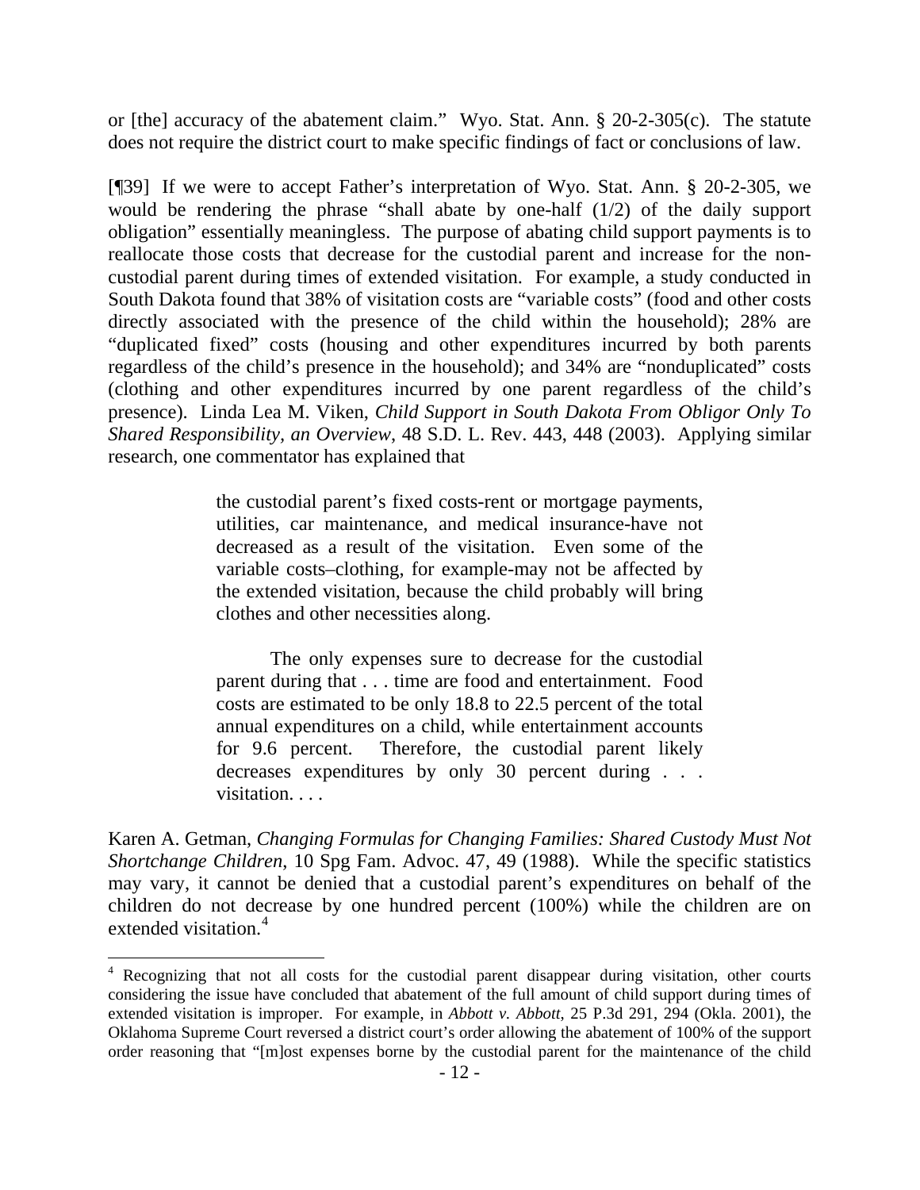or [the] accuracy of the abatement claim." Wyo. Stat. Ann. § 20-2-305(c). The statute does not require the district court to make specific findings of fact or conclusions of law.

[¶39] If we were to accept Father's interpretation of Wyo. Stat. Ann. § 20-2-305, we would be rendering the phrase "shall abate by one-half (1/2) of the daily support obligation" essentially meaningless. The purpose of abating child support payments is to reallocate those costs that decrease for the custodial parent and increase for the non-custodial parent during times of extended visitation. For example, a study conducted in South Dakota found that 38% of visitation costs are "variable costs" (food and other costs directly associated with the presence of the child within the household); 28% are "duplicated fixed" costs (housing and other expenditures incurred by both parents regardless of the child's presence in the household); and 34% are "nonduplicated" costs (clothing and other expenditures incurred by one parent regardless of the child's presence). Linda Lea M. Viken, *Child Support in South Dakota From Obligor Only To Shared Responsibility, an Overview*, 48 S.D. L. Rev. 443, 448 (2003). Applying similar research, one commentator has explained that

> the custodial parent's fixed costs-rent or mortgage payments, utilities, car maintenance, and medical insurance-have not decreased as a result of the visitation. Even some of the variable costs–clothing, for example-may not be affected by the extended visitation, because the child probably will bring clothes and other necessities along.
>
> The only expenses sure to decrease for the custodial parent during that . . . time are food and entertainment. Food costs are estimated to be only 18.8 to 22.5 percent of the total annual expenditures on a child, while entertainment accounts for 9.6 percent. Therefore, the custodial parent likely decreases expenditures by only 30 percent during . . . visitation. . . .

Karen A. Getman, *Changing Formulas for Changing Families: Shared Custody Must Not Shortchange Children*, 10 Spg Fam. Advoc. 47, 49 (1988). While the specific statistics may vary, it cannot be denied that a custodial parent's expenditures on behalf of the children do not decrease by one hundred percent (100%) while the children are on extended visitation.[4]

---

[4] Recognizing that not all costs for the custodial parent disappear during visitation, other courts considering the issue have concluded that abatement of the full amount of child support during times of extended visitation is improper. For example, in *Abbott v. Abbott*, 25 P.3d 291, 294 (Okla. 2001), the Oklahoma Supreme Court reversed a district court's order allowing the abatement of 100% of the support order reasoning that "[m]ost expenses borne by the custodial parent for the maintenance of the child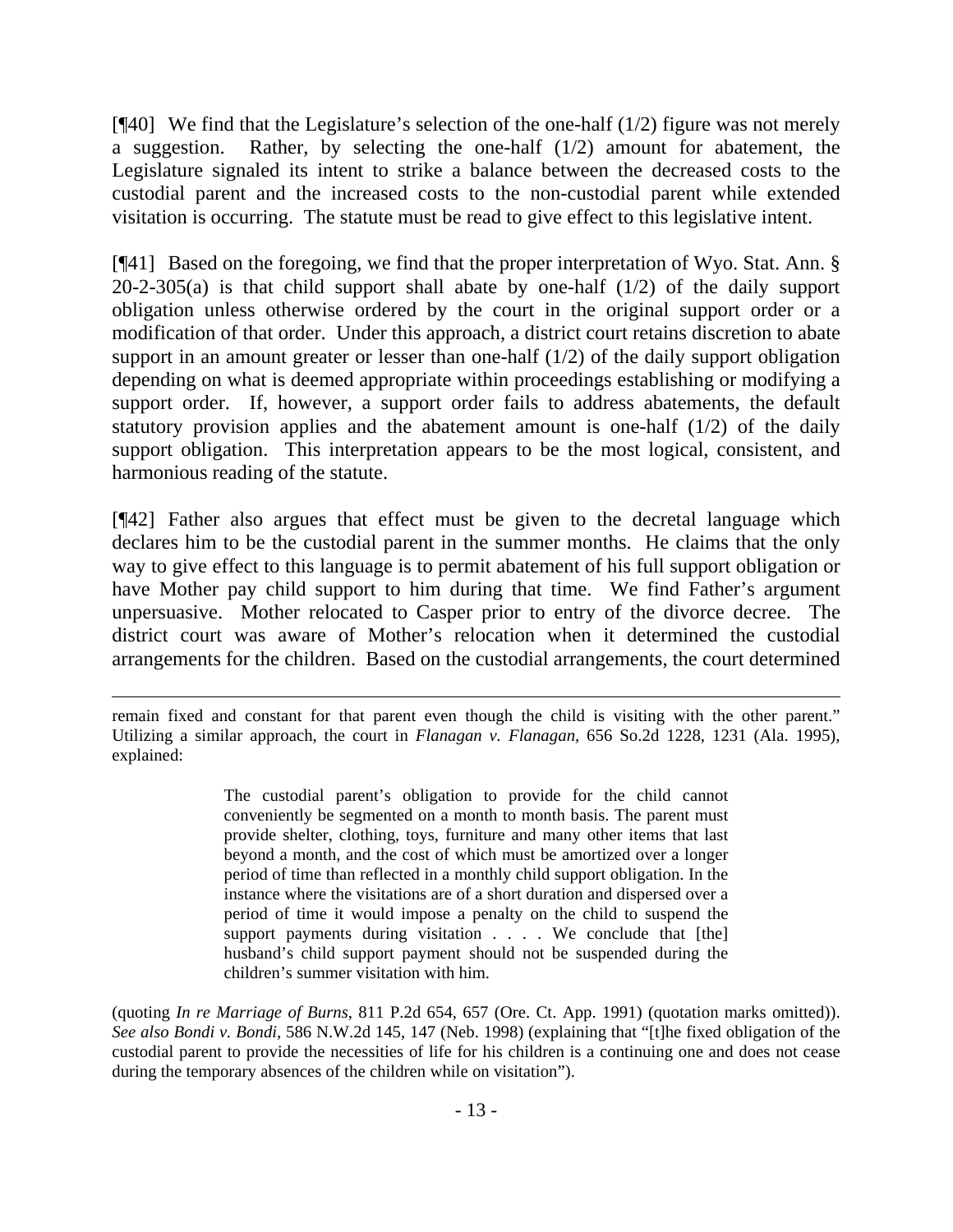[¶40] We find that the Legislature's selection of the one-half (1/2) figure was not merely a suggestion. Rather, by selecting the one-half (1/2) amount for abatement, the Legislature signaled its intent to strike a balance between the decreased costs to the custodial parent and the increased costs to the non-custodial parent while extended visitation is occurring. The statute must be read to give effect to this legislative intent.

[¶41] Based on the foregoing, we find that the proper interpretation of Wyo. Stat. Ann. § 20-2-305(a) is that child support shall abate by one-half (1/2) of the daily support obligation unless otherwise ordered by the court in the original support order or a modification of that order. Under this approach, a district court retains discretion to abate support in an amount greater or lesser than one-half (1/2) of the daily support obligation depending on what is deemed appropriate within proceedings establishing or modifying a support order. If, however, a support order fails to address abatements, the default statutory provision applies and the abatement amount is one-half (1/2) of the daily support obligation. This interpretation appears to be the most logical, consistent, and harmonious reading of the statute.

[¶42] Father also argues that effect must be given to the decretal language which declares him to be the custodial parent in the summer months. He claims that the only way to give effect to this language is to permit abatement of his full support obligation or have Mother pay child support to him during that time. We find Father's argument unpersuasive. Mother relocated to Casper prior to entry of the divorce decree. The district court was aware of Mother's relocation when it determined the custodial arrangements for the children. Based on the custodial arrangements, the court determined

---

remain fixed and constant for that parent even though the child is visiting with the other parent." Utilizing a similar approach, the court in *Flanagan v. Flanagan*, 656 So.2d 1228, 1231 (Ala. 1995), explained:

> The custodial parent's obligation to provide for the child cannot conveniently be segmented on a month to month basis. The parent must provide shelter, clothing, toys, furniture and many other items that last beyond a month, and the cost of which must be amortized over a longer period of time than reflected in a monthly child support obligation. In the instance where the visitations are of a short duration and dispersed over a period of time it would impose a penalty on the child to suspend the support payments during visitation . . . . We conclude that [the] husband's child support payment should not be suspended during the children's summer visitation with him.

(quoting *In re Marriage of Burns*, 811 P.2d 654, 657 (Ore. Ct. App. 1991) (quotation marks omitted)). *See also Bondi v. Bondi*, 586 N.W.2d 145, 147 (Neb. 1998) (explaining that "[t]he fixed obligation of the custodial parent to provide the necessities of life for his children is a continuing one and does not cease during the temporary absences of the children while on visitation").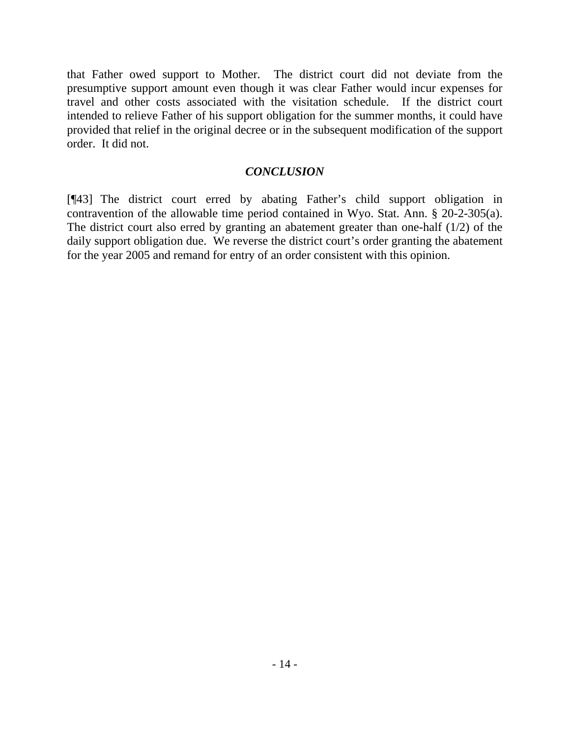that Father owed support to Mother. The district court did not deviate from the presumptive support amount even though it was clear Father would incur expenses for travel and other costs associated with the visitation schedule. If the district court intended to relieve Father of his support obligation for the summer months, it could have provided that relief in the original decree or in the subsequent modification of the support order. It did not.

## *CONCLUSION*

[¶43] The district court erred by abating Father's child support obligation in contravention of the allowable time period contained in Wyo. Stat. Ann. § 20-2-305(a). The district court also erred by granting an abatement greater than one-half (1/2) of the daily support obligation due. We reverse the district court's order granting the abatement for the year 2005 and remand for entry of an order consistent with this opinion.